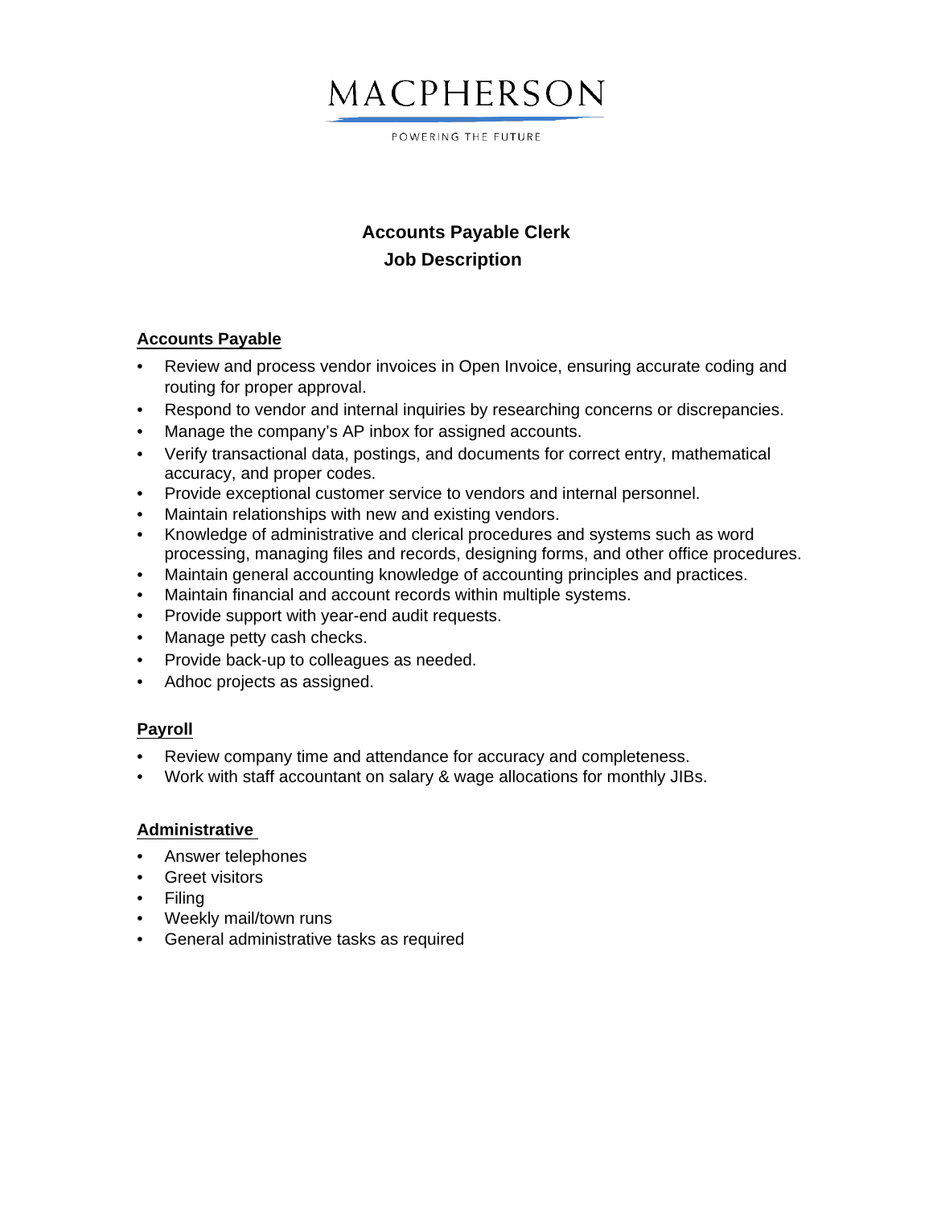MACPHERSON

POWERING THE FUTURE

# Accounts Payable Clerk
# Job Description

## Accounts Payable

- Review and process vendor invoices in Open Invoice, ensuring accurate coding and routing for proper approval.
- Respond to vendor and internal inquiries by researching concerns or discrepancies.
- Manage the company's AP inbox for assigned accounts.
- Verify transactional data, postings, and documents for correct entry, mathematical accuracy, and proper codes.
- Provide exceptional customer service to vendors and internal personnel.
- Maintain relationships with new and existing vendors.
- Knowledge of administrative and clerical procedures and systems such as word processing, managing files and records, designing forms, and other office procedures.
- Maintain general accounting knowledge of accounting principles and practices.
- Maintain financial and account records within multiple systems.
- Provide support with year-end audit requests.
- Manage petty cash checks.
- Provide back-up to colleagues as needed.
- Adhoc projects as assigned.

## Payroll

- Review company time and attendance for accuracy and completeness.
- Work with staff accountant on salary & wage allocations for monthly JIBs.

## Administrative

- Answer telephones
- Greet visitors
- Filing
- Weekly mail/town runs
- General administrative tasks as required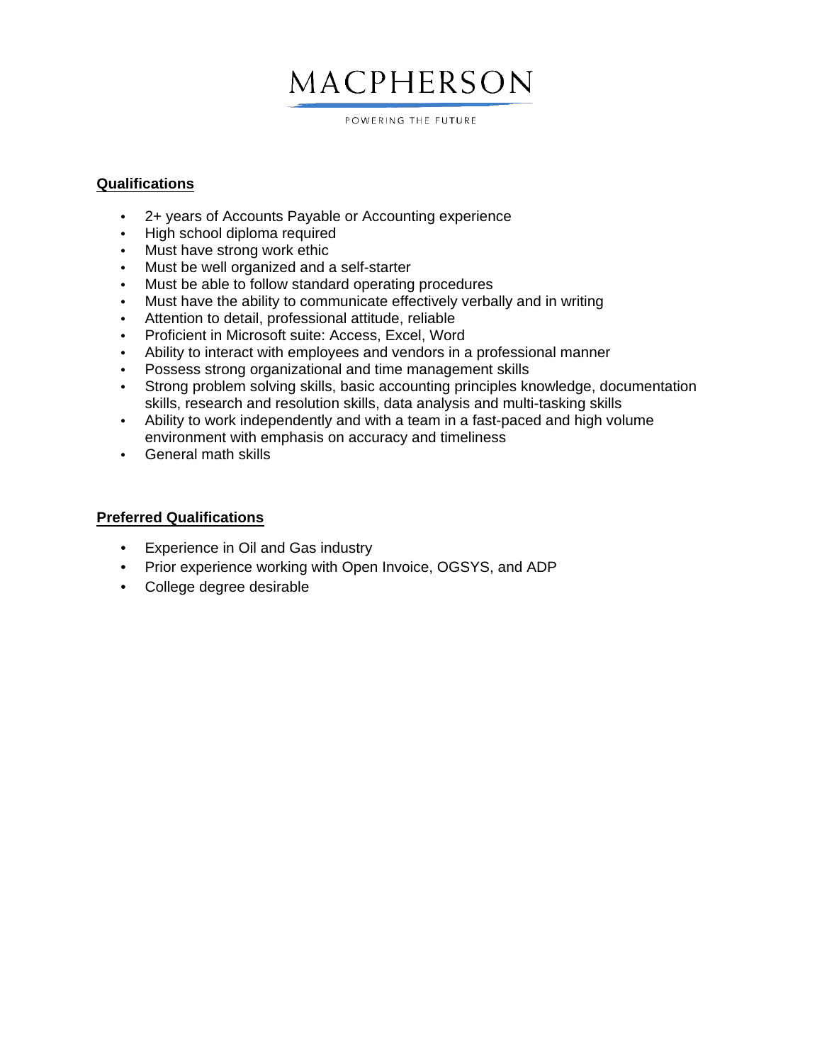MACPHERSON

POWERING THE FUTURE

## Qualifications

- 2+ years of Accounts Payable or Accounting experience
- High school diploma required
- Must have strong work ethic
- Must be well organized and a self-starter
- Must be able to follow standard operating procedures
- Must have the ability to communicate effectively verbally and in writing
- Attention to detail, professional attitude, reliable
- Proficient in Microsoft suite: Access, Excel, Word
- Ability to interact with employees and vendors in a professional manner
- Possess strong organizational and time management skills
- Strong problem solving skills, basic accounting principles knowledge, documentation skills, research and resolution skills, data analysis and multi-tasking skills
- Ability to work independently and with a team in a fast-paced and high volume environment with emphasis on accuracy and timeliness
- General math skills

## Preferred Qualifications

- Experience in Oil and Gas industry
- Prior experience working with Open Invoice, OGSYS, and ADP
- College degree desirable